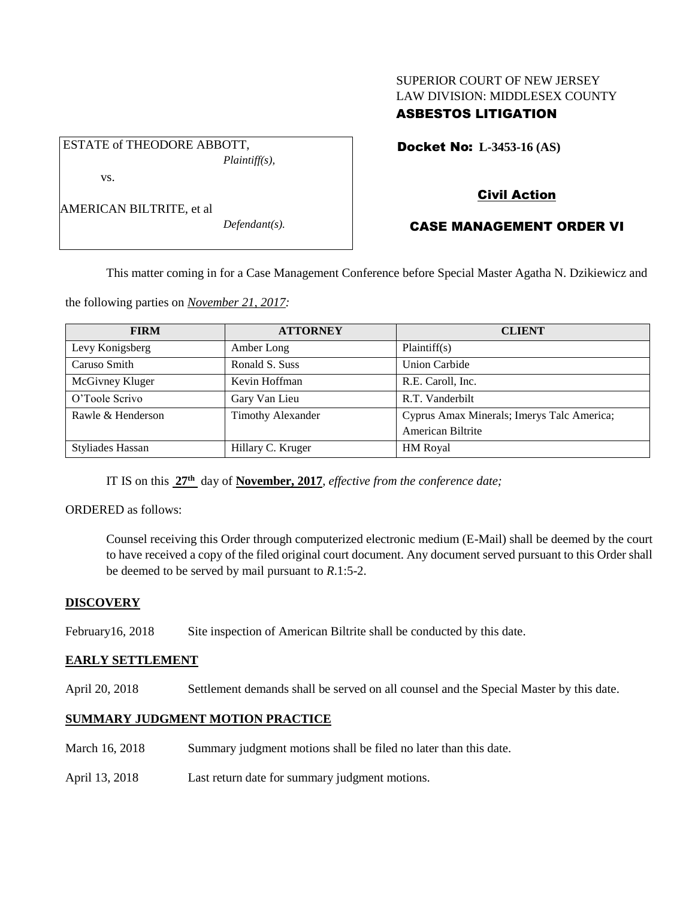SUPERIOR COURT OF NEW JERSEY
LAW DIVISION: MIDDLESEX COUNTY
**ASBESTOS LITIGATION**

ESTATE of THEODORE ABBOTT,
*Plaintiff(s),*

vs.

AMERICAN BILTRITE, et al
*Defendant(s).*

**Docket No: L-3453-16 (AS)**

**Civil Action**

**CASE MANAGEMENT ORDER VI**

This matter coming in for a Case Management Conference before Special Master Agatha N. Dzikiewicz and the following parties on *November 21, 2017:*

| FIRM | ATTORNEY | CLIENT |
|---|---|---|
| Levy Konigsberg | Amber Long | Plaintiff(s) |
| Caruso Smith | Ronald S. Suss | Union Carbide |
| McGivney Kluger | Kevin Hoffman | R.E. Caroll, Inc. |
| O'Toole Scrivo | Gary Van Lieu | R.T. Vanderbilt |
| Rawle & Henderson | Timothy Alexander | Cyprus Amax Minerals; Imerys Talc America; American Biltrite |
| Styliades Hassan | Hillary C. Kruger | HM Royal |

IT IS on this **27th** day of **November, 2017**, *effective from the conference date;*

ORDERED as follows:

Counsel receiving this Order through computerized electronic medium (E-Mail) shall be deemed by the court to have received a copy of the filed original court document. Any document served pursuant to this Order shall be deemed to be served by mail pursuant to *R*.1:5-2.

**DISCOVERY**

February16, 2018 Site inspection of American Biltrite shall be conducted by this date.

**EARLY SETTLEMENT**

April 20, 2018 Settlement demands shall be served on all counsel and the Special Master by this date.

**SUMMARY JUDGMENT MOTION PRACTICE**

March 16, 2018 Summary judgment motions shall be filed no later than this date.

April 13, 2018 Last return date for summary judgment motions.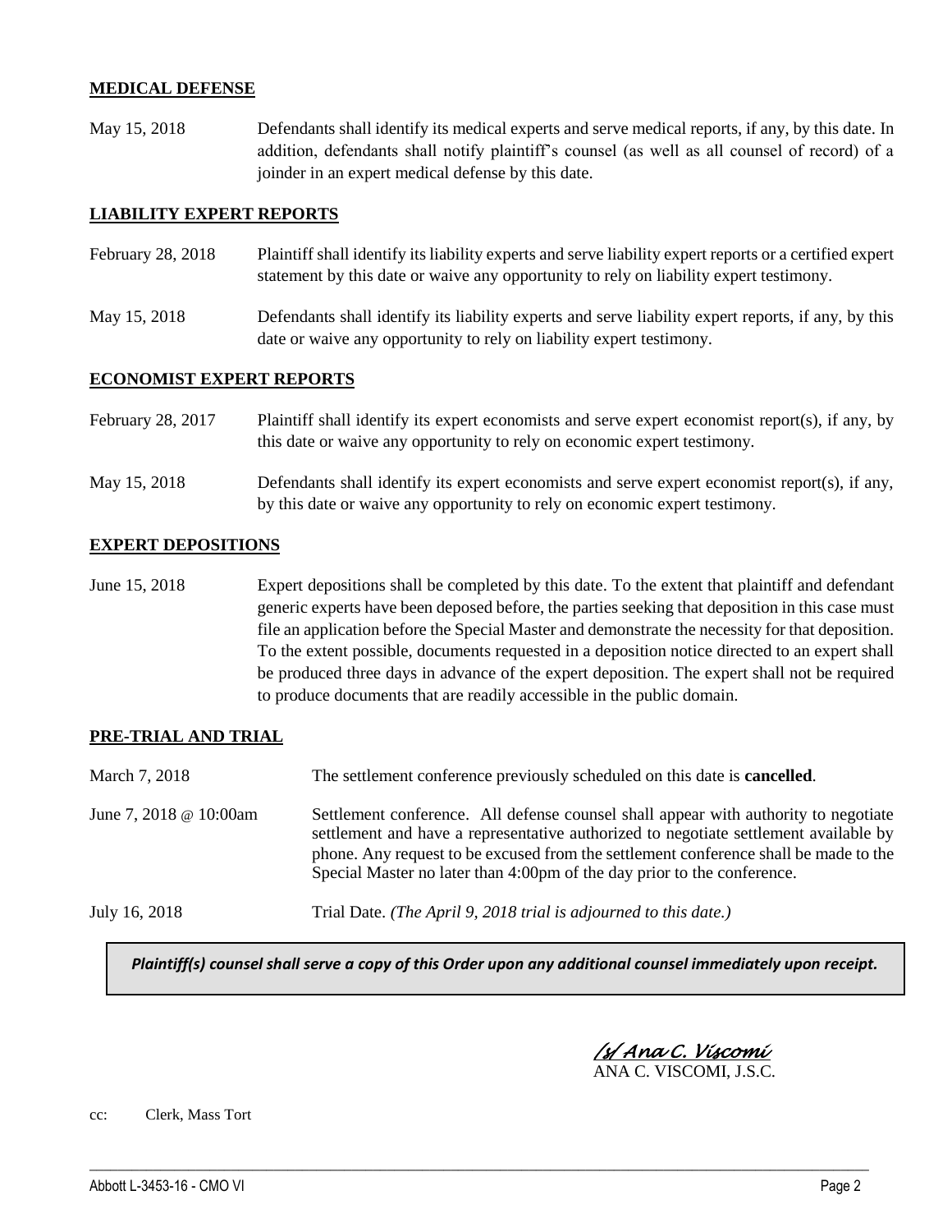**MEDICAL DEFENSE**

| | |
|---|---|
| May 15, 2018 | Defendants shall identify its medical experts and serve medical reports, if any, by this date. In addition, defendants shall notify plaintiff's counsel (as well as all counsel of record) of a joinder in an expert medical defense by this date. |

**LIABILITY EXPERT REPORTS**

| | |
|---|---|
| February 28, 2018 | Plaintiff shall identify its liability experts and serve liability expert reports or a certified expert statement by this date or waive any opportunity to rely on liability expert testimony. |
| May 15, 2018 | Defendants shall identify its liability experts and serve liability expert reports, if any, by this date or waive any opportunity to rely on liability expert testimony. |

**ECONOMIST EXPERT REPORTS**

| | |
|---|---|
| February 28, 2017 | Plaintiff shall identify its expert economists and serve expert economist report(s), if any, by this date or waive any opportunity to rely on economic expert testimony. |
| May 15, 2018 | Defendants shall identify its expert economists and serve expert economist report(s), if any, by this date or waive any opportunity to rely on economic expert testimony. |

**EXPERT DEPOSITIONS**

| | |
|---|---|
| June 15, 2018 | Expert depositions shall be completed by this date. To the extent that plaintiff and defendant generic experts have been deposed before, the parties seeking that deposition in this case must file an application before the Special Master and demonstrate the necessity for that deposition. To the extent possible, documents requested in a deposition notice directed to an expert shall be produced three days in advance of the expert deposition. The expert shall not be required to produce documents that are readily accessible in the public domain. |

**PRE-TRIAL AND TRIAL**

| | |
|---|---|
| March 7, 2018 | The settlement conference previously scheduled on this date is **cancelled**. |
| June 7, 2018 @ 10:00am | Settlement conference. All defense counsel shall appear with authority to negotiate settlement and have a representative authorized to negotiate settlement available by phone. Any request to be excused from the settlement conference shall be made to the Special Master no later than 4:00pm of the day prior to the conference. |
| July 16, 2018 | Trial Date. *(The April 9, 2018 trial is adjourned to this date.)* |

***Plaintiff(s) counsel shall serve a copy of this Order upon any additional counsel immediately upon receipt.***

*/s/ Ana C. Viscomi*
ANA C. VISCOMI, J.S.C.

cc: Clerk, Mass Tort